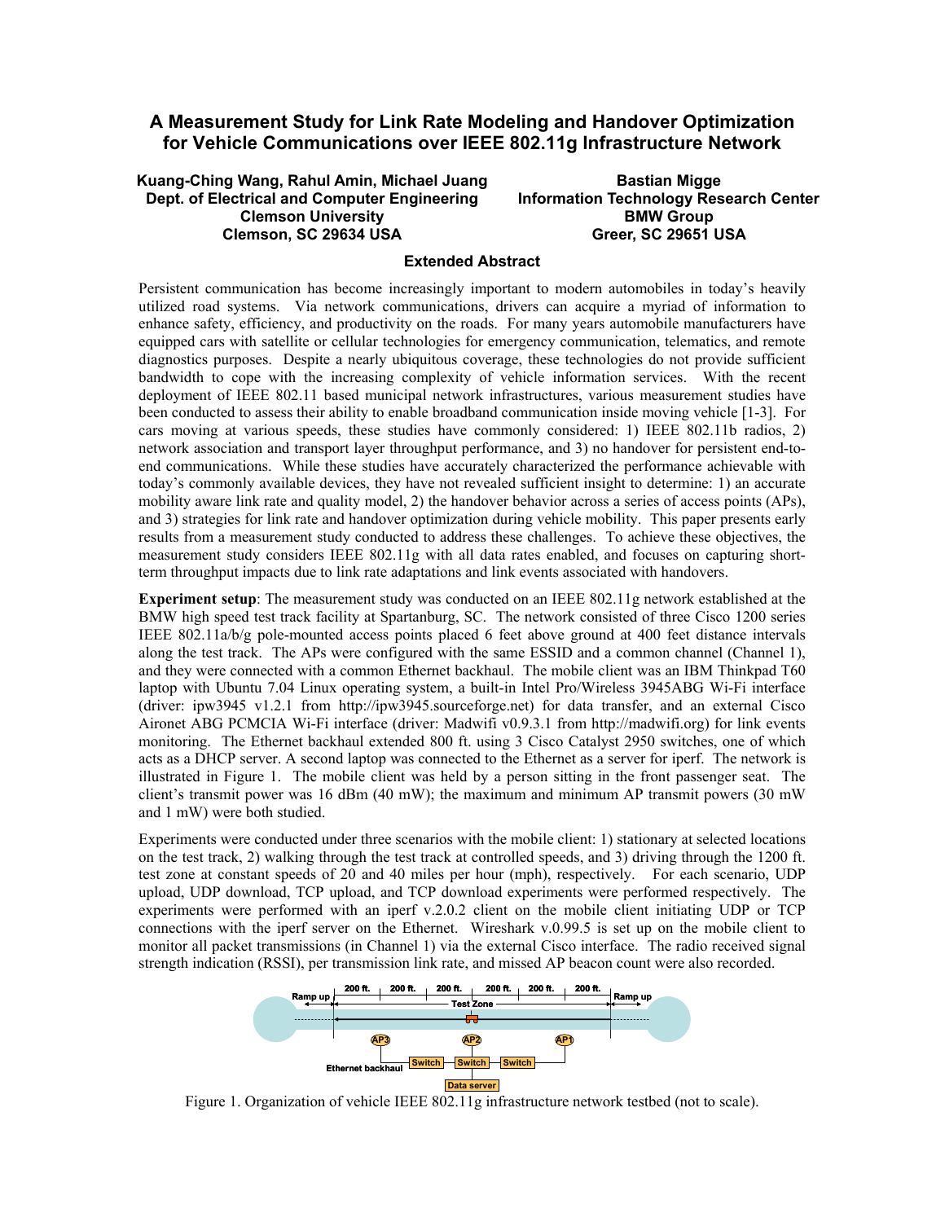# A Measurement Study for Link Rate Modeling and Handover Optimization for Vehicle Communications over IEEE 802.11g Infrastructure Network

**Kuang-Ching Wang, Rahul Amin, Michael Juang**
**Dept. of Electrical and Computer Engineering**
**Clemson University**
**Clemson, SC 29634 USA**

**Bastian Migge**
**Information Technology Research Center**
**BMW Group**
**Greer, SC 29651 USA**

## Extended Abstract

Persistent communication has become increasingly important to modern automobiles in today's heavily utilized road systems. Via network communications, drivers can acquire a myriad of information to enhance safety, efficiency, and productivity on the roads. For many years automobile manufacturers have equipped cars with satellite or cellular technologies for emergency communication, telematics, and remote diagnostics purposes. Despite a nearly ubiquitous coverage, these technologies do not provide sufficient bandwidth to cope with the increasing complexity of vehicle information services. With the recent deployment of IEEE 802.11 based municipal network infrastructures, various measurement studies have been conducted to assess their ability to enable broadband communication inside moving vehicle [1-3]. For cars moving at various speeds, these studies have commonly considered: 1) IEEE 802.11b radios, 2) network association and transport layer throughput performance, and 3) no handover for persistent end-to-end communications. While these studies have accurately characterized the performance achievable with today's commonly available devices, they have not revealed sufficient insight to determine: 1) an accurate mobility aware link rate and quality model, 2) the handover behavior across a series of access points (APs), and 3) strategies for link rate and handover optimization during vehicle mobility. This paper presents early results from a measurement study conducted to address these challenges. To achieve these objectives, the measurement study considers IEEE 802.11g with all data rates enabled, and focuses on capturing short-term throughput impacts due to link rate adaptations and link events associated with handovers.

**Experiment setup**: The measurement study was conducted on an IEEE 802.11g network established at the BMW high speed test track facility at Spartanburg, SC. The network consisted of three Cisco 1200 series IEEE 802.11a/b/g pole-mounted access points placed 6 feet above ground at 400 feet distance intervals along the test track. The APs were configured with the same ESSID and a common channel (Channel 1), and they were connected with a common Ethernet backhaul. The mobile client was an IBM Thinkpad T60 laptop with Ubuntu 7.04 Linux operating system, a built-in Intel Pro/Wireless 3945ABG Wi-Fi interface (driver: ipw3945 v1.2.1 from http://ipw3945.sourceforge.net) for data transfer, and an external Cisco Aironet ABG PCMCIA Wi-Fi interface (driver: Madwifi v0.9.3.1 from http://madwifi.org) for link events monitoring. The Ethernet backhaul extended 800 ft. using 3 Cisco Catalyst 2950 switches, one of which acts as a DHCP server. A second laptop was connected to the Ethernet as a server for iperf. The network is illustrated in Figure 1. The mobile client was held by a person sitting in the front passenger seat. The client's transmit power was 16 dBm (40 mW); the maximum and minimum AP transmit powers (30 mW and 1 mW) were both studied.

Experiments were conducted under three scenarios with the mobile client: 1) stationary at selected locations on the test track, 2) walking through the test track at controlled speeds, and 3) driving through the 1200 ft. test zone at constant speeds of 20 and 40 miles per hour (mph), respectively. For each scenario, UDP upload, UDP download, TCP upload, and TCP download experiments were performed respectively. The experiments were performed with an iperf v.2.0.2 client on the mobile client initiating UDP or TCP connections with the iperf server on the Ethernet. Wireshark v.0.99.5 is set up on the mobile client to monitor all packet transmissions (in Channel 1) via the external Cisco interface. The radio received signal strength indication (RSSI), per transmission link rate, and missed AP beacon count were also recorded.

Figure 1. Organization of vehicle IEEE 802.11g infrastructure network testbed (not to scale).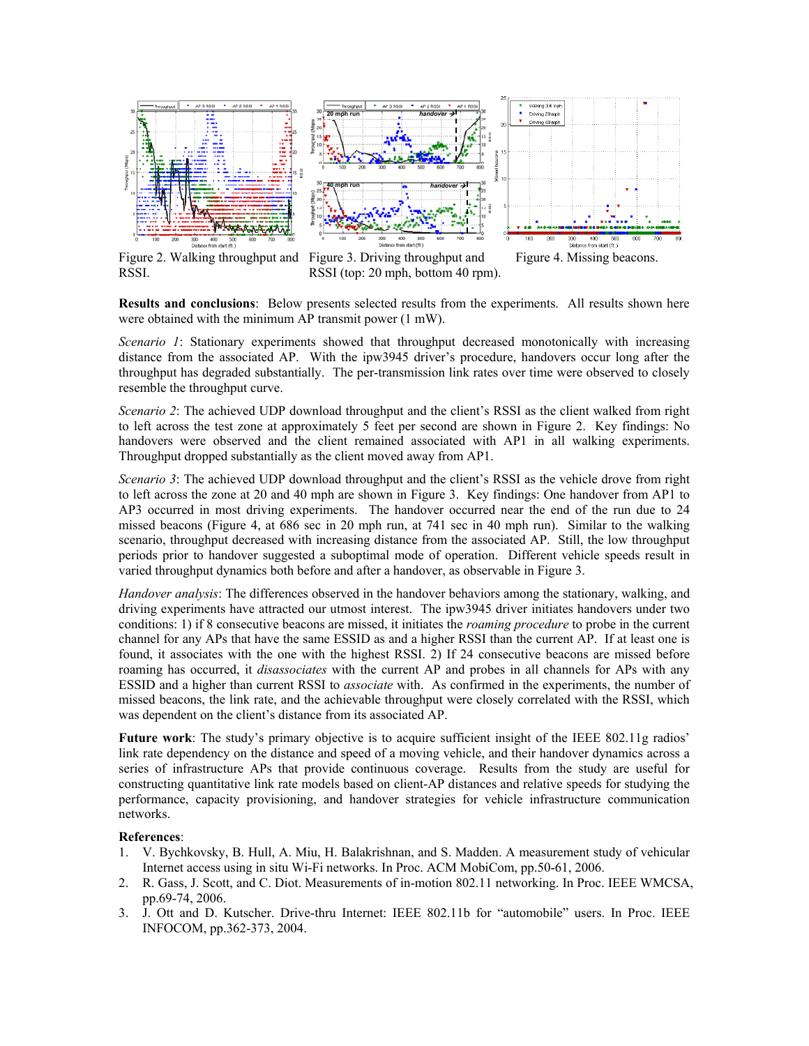Throughput AP 3 RSSI AP 2 RSSI AP 1 RSSI

Distance from start (ft.)

Figure 2. Walking throughput and RSSI.

20 mph run handover

40 mph run handover

Distance from start (ft.)

Figure 3. Driving throughput and RSSI (top: 20 mph, bottom 40 rpm).

Walking 3.6 mph

Driving 20 mph

Driving 40 mph

Missed beacons

Distance from start (ft.)

Figure 4. Missing beacons.

**Results and conclusions**: Below presents selected results from the experiments. All results shown here were obtained with the minimum AP transmit power (1 mW).

*Scenario 1*: Stationary experiments showed that throughput decreased monotonically with increasing distance from the associated AP. With the ipw3945 driver's procedure, handovers occur long after the throughput has degraded substantially. The per-transmission link rates over time were observed to closely resemble the throughput curve.

*Scenario 2*: The achieved UDP download throughput and the client's RSSI as the client walked from right to left across the test zone at approximately 5 feet per second are shown in Figure 2. Key findings: No handovers were observed and the client remained associated with AP1 in all walking experiments. Throughput dropped substantially as the client moved away from AP1.

*Scenario 3*: The achieved UDP download throughput and the client's RSSI as the vehicle drove from right to left across the zone at 20 and 40 mph are shown in Figure 3. Key findings: One handover from AP1 to AP3 occurred in most driving experiments. The handover occurred near the end of the run due to 24 missed beacons (Figure 4, at 686 sec in 20 mph run, at 741 sec in 40 mph run). Similar to the walking scenario, throughput decreased with increasing distance from the associated AP. Still, the low throughput periods prior to handover suggested a suboptimal mode of operation. Different vehicle speeds result in varied throughput dynamics both before and after a handover, as observable in Figure 3.

*Handover analysis*: The differences observed in the handover behaviors among the stationary, walking, and driving experiments have attracted our utmost interest. The ipw3945 driver initiates handovers under two conditions: 1) if 8 consecutive beacons are missed, it initiates the *roaming procedure* to probe in the current channel for any APs that have the same ESSID as and a higher RSSI than the current AP. If at least one is found, it associates with the one with the highest RSSI. 2) If 24 consecutive beacons are missed before roaming has occurred, it *disassociates* with the current AP and probes in all channels for APs with any ESSID and a higher than current RSSI to *associate* with. As confirmed in the experiments, the number of missed beacons, the link rate, and the achievable throughput were closely correlated with the RSSI, which was dependent on the client's distance from its associated AP.

**Future work**: The study's primary objective is to acquire sufficient insight of the IEEE 802.11g radios' link rate dependency on the distance and speed of a moving vehicle, and their handover dynamics across a series of infrastructure APs that provide continuous coverage. Results from the study are useful for constructing quantitative link rate models based on client-AP distances and relative speeds for studying the performance, capacity provisioning, and handover strategies for vehicle infrastructure communication networks.

**References**:

1. V. Bychkovsky, B. Hull, A. Miu, H. Balakrishnan, and S. Madden. A measurement study of vehicular Internet access using in situ Wi-Fi networks. In Proc. ACM MobiCom, pp.50-61, 2006.
2. R. Gass, J. Scott, and C. Diot. Measurements of in-motion 802.11 networking. In Proc. IEEE WMCSA, pp.69-74, 2006.
3. J. Ott and D. Kutscher. Drive-thru Internet: IEEE 802.11b for "automobile" users. In Proc. IEEE INFOCOM, pp.362-373, 2004.